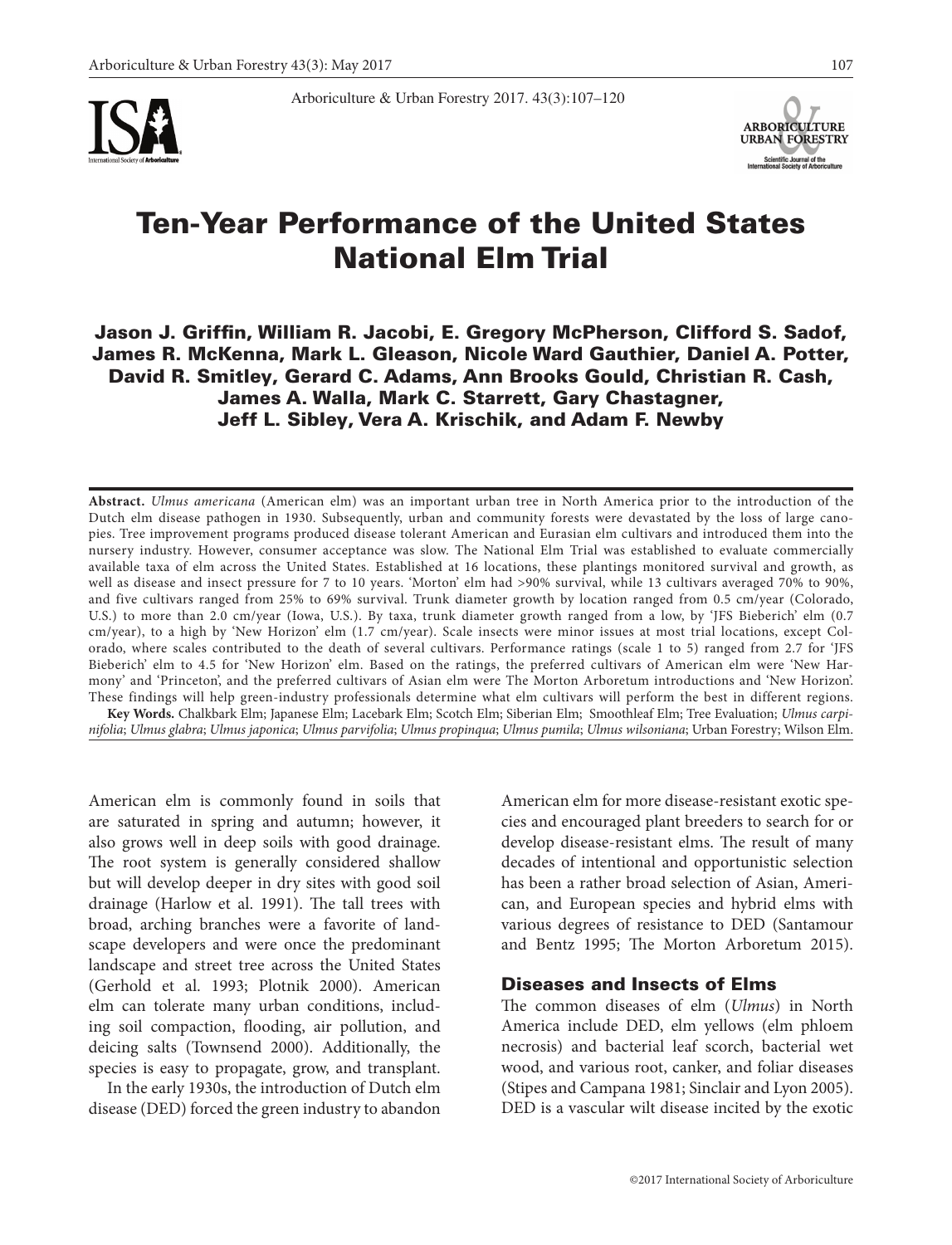# Ten-Year Performance of the United States National Elm Trial

**Jason J. Griffin, William R. Jacobi, E. Gregory McPherson, Clifford S. Sadof, James R. McKenna, Mark L. Gleason, Nicole Ward Gauthier, Daniel A. Potter, David R. Smitley, Gerard C. Adams, Ann Brooks Gould, Christian R. Cash, James A. Walla, Mark C. Starrett, Gary Chastagner, Jeff L. Sibley, Vera A. Krischik, and Adam F. Newby**

**Abstract.** *Ulmus americana* (American elm) was an important urban tree in North America prior to the introduction of the Dutch elm disease pathogen in 1930. Subsequently, urban and community forests were devastated by the loss of large canopies. Tree improvement programs produced disease tolerant American and Eurasian elm cultivars and introduced them into the nursery industry. However, consumer acceptance was slow. The National Elm Trial was established to evaluate commercially available taxa of elm across the United States. Established at 16 locations, these plantings monitored survival and growth, as well as disease and insect pressure for 7 to 10 years. 'Morton' elm had >90% survival, while 13 cultivars averaged 70% to 90%, and five cultivars ranged from 25% to 69% survival. Trunk diameter growth by location ranged from 0.5 cm/year (Colorado, U.S.) to more than 2.0 cm/year (Iowa, U.S.). By taxa, trunk diameter growth ranged from a low, by 'JFS Bieberich' elm (0.7 cm/year), to a high by 'New Horizon' elm (1.7 cm/year). Scale insects were minor issues at most trial locations, except Colorado, where scales contributed to the death of several cultivars. Performance ratings (scale 1 to 5) ranged from 2.7 for 'JFS Bieberich' elm to 4.5 for 'New Horizon' elm. Based on the ratings, the preferred cultivars of American elm were 'New Harmony' and 'Princeton', and the preferred cultivars of Asian elm were The Morton Arboretum introductions and 'New Horizon'. These findings will help green-industry professionals determine what elm cultivars will perform the best in different regions.

**Key Words.** Chalkbark Elm; Japanese Elm; Lacebark Elm; Scotch Elm; Siberian Elm; Smoothleaf Elm; Tree Evaluation; *Ulmus carpinifolia*; *Ulmus glabra*; *Ulmus japonica*; *Ulmus parvifolia*; *Ulmus propinqua*; *Ulmus pumila*; *Ulmus wilsoniana*; Urban Forestry; Wilson Elm.

American elm is commonly found in soils that are saturated in spring and autumn; however, it also grows well in deep soils with good drainage. The root system is generally considered shallow but will develop deeper in dry sites with good soil drainage (Harlow et al. 1991). The tall trees with broad, arching branches were a favorite of landscape developers and were once the predominant landscape and street tree across the United States (Gerhold et al. 1993; Plotnik 2000). American elm can tolerate many urban conditions, including soil compaction, flooding, air pollution, and deicing salts (Townsend 2000). Additionally, the species is easy to propagate, grow, and transplant.

In the early 1930s, the introduction of Dutch elm disease (DED) forced the green industry to abandon American elm for more disease-resistant exotic species and encouraged plant breeders to search for or develop disease-resistant elms. The result of many decades of intentional and opportunistic selection has been a rather broad selection of Asian, American, and European species and hybrid elms with various degrees of resistance to DED (Santamour and Bentz 1995; The Morton Arboretum 2015).

## Diseases and Insects of Elms

The common diseases of elm (*Ulmus*) in North America include DED, elm yellows (elm phloem necrosis) and bacterial leaf scorch, bacterial wet wood, and various root, canker, and foliar diseases (Stipes and Campana 1981; Sinclair and Lyon 2005). DED is a vascular wilt disease incited by the exotic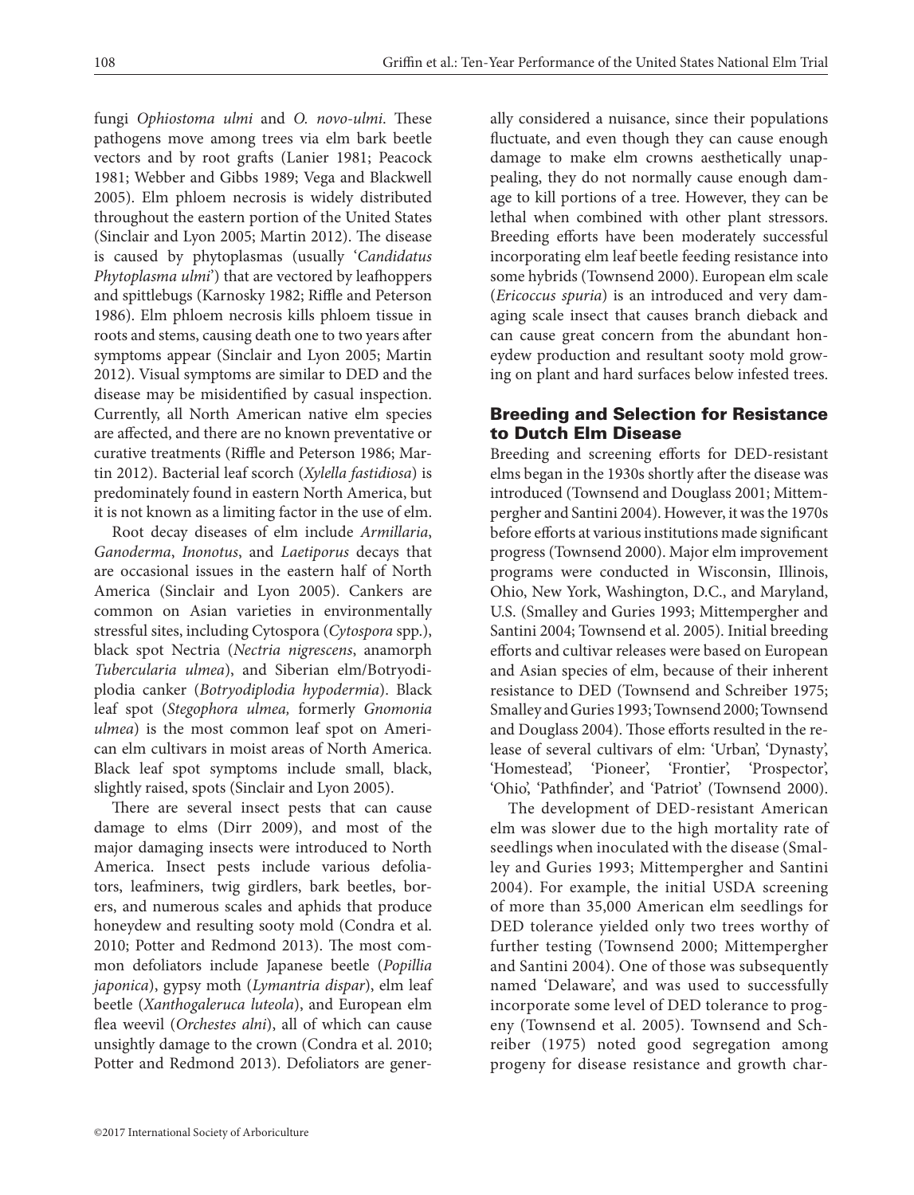fungi *Ophiostoma ulmi* and *O. novo-ulmi*. These pathogens move among trees via elm bark beetle vectors and by root grafts (Lanier 1981; Peacock 1981; Webber and Gibbs 1989; Vega and Blackwell 2005). Elm phloem necrosis is widely distributed throughout the eastern portion of the United States (Sinclair and Lyon 2005; Martin 2012). The disease is caused by phytoplasmas (usually '*Candidatus Phytoplasma ulmi*') that are vectored by leafhoppers and spittlebugs (Karnosky 1982; Riffle and Peterson 1986). Elm phloem necrosis kills phloem tissue in roots and stems, causing death one to two years after symptoms appear (Sinclair and Lyon 2005; Martin 2012). Visual symptoms are similar to DED and the disease may be misidentified by casual inspection. Currently, all North American native elm species are affected, and there are no known preventative or curative treatments (Riffle and Peterson 1986; Martin 2012). Bacterial leaf scorch (*Xylella fastidiosa*) is predominately found in eastern North America, but it is not known as a limiting factor in the use of elm.

Root decay diseases of elm include *Armillaria*, *Ganoderma*, *Inonotus*, and *Laetiporus* decays that are occasional issues in the eastern half of North America (Sinclair and Lyon 2005). Cankers are common on Asian varieties in environmentally stressful sites, including Cytospora (*Cytospora* spp.), black spot Nectria (*Nectria nigrescens*, anamorph *Tubercularia ulmea*), and Siberian elm/Botryodiplodia canker (*Botryodiplodia hypodermia*). Black leaf spot (*Stegophora ulmea,* formerly *Gnomonia ulmea*) is the most common leaf spot on American elm cultivars in moist areas of North America. Black leaf spot symptoms include small, black, slightly raised, spots (Sinclair and Lyon 2005).

There are several insect pests that can cause damage to elms (Dirr 2009), and most of the major damaging insects were introduced to North America. Insect pests include various defoliators, leafminers, twig girdlers, bark beetles, borers, and numerous scales and aphids that produce honeydew and resulting sooty mold (Condra et al. 2010; Potter and Redmond 2013). The most common defoliators include Japanese beetle (*Popillia japonica*), gypsy moth (*Lymantria dispar*), elm leaf beetle (*Xanthogaleruca luteola*), and European elm flea weevil (*Orchestes alni*), all of which can cause unsightly damage to the crown (Condra et al. 2010; Potter and Redmond 2013). Defoliators are generally considered a nuisance, since their populations fluctuate, and even though they can cause enough damage to make elm crowns aesthetically unappealing, they do not normally cause enough damage to kill portions of a tree. However, they can be lethal when combined with other plant stressors. Breeding efforts have been moderately successful incorporating elm leaf beetle feeding resistance into some hybrids (Townsend 2000). European elm scale (*Ericoccus spuria*) is an introduced and very damaging scale insect that causes branch dieback and can cause great concern from the abundant honeydew production and resultant sooty mold growing on plant and hard surfaces below infested trees.

## Breeding and Selection for Resistance to Dutch Elm Disease

Breeding and screening efforts for DED-resistant elms began in the 1930s shortly after the disease was introduced (Townsend and Douglass 2001; Mittempergher and Santini 2004). However, it was the 1970s before efforts at various institutions made significant progress (Townsend 2000). Major elm improvement programs were conducted in Wisconsin, Illinois, Ohio, New York, Washington, D.C., and Maryland, U.S. (Smalley and Guries 1993; Mittempergher and Santini 2004; Townsend et al. 2005). Initial breeding efforts and cultivar releases were based on European and Asian species of elm, because of their inherent resistance to DED (Townsend and Schreiber 1975; Smalley and Guries 1993; Townsend 2000; Townsend and Douglass 2004). Those efforts resulted in the release of several cultivars of elm: 'Urban', 'Dynasty', 'Homestead', 'Pioneer', 'Frontier', 'Prospector', 'Ohio', 'Pathfinder', and 'Patriot' (Townsend 2000).

The development of DED-resistant American elm was slower due to the high mortality rate of seedlings when inoculated with the disease (Smalley and Guries 1993; Mittempergher and Santini 2004). For example, the initial USDA screening of more than 35,000 American elm seedlings for DED tolerance yielded only two trees worthy of further testing (Townsend 2000; Mittempergher and Santini 2004). One of those was subsequently named 'Delaware', and was used to successfully incorporate some level of DED tolerance to progeny (Townsend et al. 2005). Townsend and Schreiber (1975) noted good segregation among progeny for disease resistance and growth char-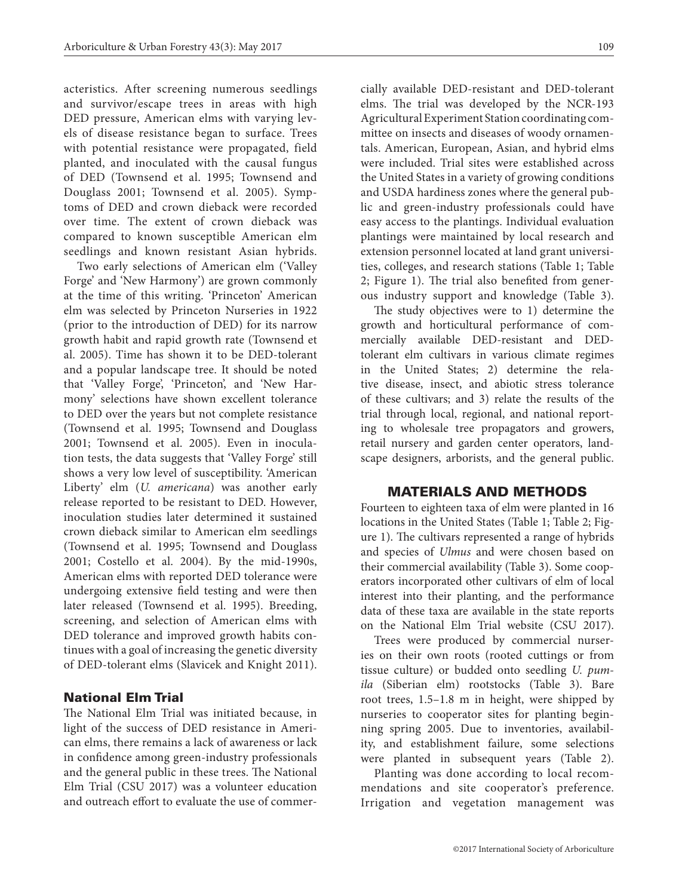acteristics. After screening numerous seedlings and survivor/escape trees in areas with high DED pressure, American elms with varying levels of disease resistance began to surface. Trees with potential resistance were propagated, field planted, and inoculated with the causal fungus of DED (Townsend et al. 1995; Townsend and Douglass 2001; Townsend et al. 2005). Symptoms of DED and crown dieback were recorded over time. The extent of crown dieback was compared to known susceptible American elm seedlings and known resistant Asian hybrids.

Two early selections of American elm ('Valley Forge' and 'New Harmony') are grown commonly at the time of this writing. 'Princeton' American elm was selected by Princeton Nurseries in 1922 (prior to the introduction of DED) for its narrow growth habit and rapid growth rate (Townsend et al. 2005). Time has shown it to be DED-tolerant and a popular landscape tree. It should be noted that 'Valley Forge', 'Princeton', and 'New Harmony' selections have shown excellent tolerance to DED over the years but not complete resistance (Townsend et al. 1995; Townsend and Douglass 2001; Townsend et al. 2005). Even in inoculation tests, the data suggests that 'Valley Forge' still shows a very low level of susceptibility. 'American Liberty' elm (*U. americana*) was another early release reported to be resistant to DED. However, inoculation studies later determined it sustained crown dieback similar to American elm seedlings (Townsend et al. 1995; Townsend and Douglass 2001; Costello et al. 2004). By the mid-1990s, American elms with reported DED tolerance were undergoing extensive field testing and were then later released (Townsend et al. 1995). Breeding, screening, and selection of American elms with DED tolerance and improved growth habits continues with a goal of increasing the genetic diversity of DED-tolerant elms (Slavicek and Knight 2011).

### National Elm Trial

The National Elm Trial was initiated because, in light of the success of DED resistance in American elms, there remains a lack of awareness or lack in confidence among green-industry professionals and the general public in these trees. The National Elm Trial (CSU 2017) was a volunteer education and outreach effort to evaluate the use of commercially available DED-resistant and DED-tolerant elms. The trial was developed by the NCR-193 Agricultural Experiment Station coordinating committee on insects and diseases of woody ornamentals. American, European, Asian, and hybrid elms were included. Trial sites were established across the United States in a variety of growing conditions and USDA hardiness zones where the general public and green-industry professionals could have easy access to the plantings. Individual evaluation plantings were maintained by local research and extension personnel located at land grant universities, colleges, and research stations (Table 1; Table 2; Figure 1). The trial also benefited from generous industry support and knowledge (Table 3).

The study objectives were to 1) determine the growth and horticultural performance of commercially available DED-resistant and DED-tolerant elm cultivars in various climate regimes in the United States; 2) determine the relative disease, insect, and abiotic stress tolerance of these cultivars; and 3) relate the results of the trial through local, regional, and national reporting to wholesale tree propagators and growers, retail nursery and garden center operators, landscape designers, arborists, and the general public.

## MATERIALS AND METHODS

Fourteen to eighteen taxa of elm were planted in 16 locations in the United States (Table 1; Table 2; Figure 1). The cultivars represented a range of hybrids and species of *Ulmus* and were chosen based on their commercial availability (Table 3). Some cooperators incorporated other cultivars of elm of local interest into their planting, and the performance data of these taxa are available in the state reports on the National Elm Trial website (CSU 2017).

Trees were produced by commercial nurseries on their own roots (rooted cuttings or from tissue culture) or budded onto seedling *U. pumila* (Siberian elm) rootstocks (Table 3). Bare root trees, 1.5–1.8 m in height, were shipped by nurseries to cooperator sites for planting beginning spring 2005. Due to inventories, availability, and establishment failure, some selections were planted in subsequent years (Table 2).

Planting was done according to local recommendations and site cooperator's preference. Irrigation and vegetation management was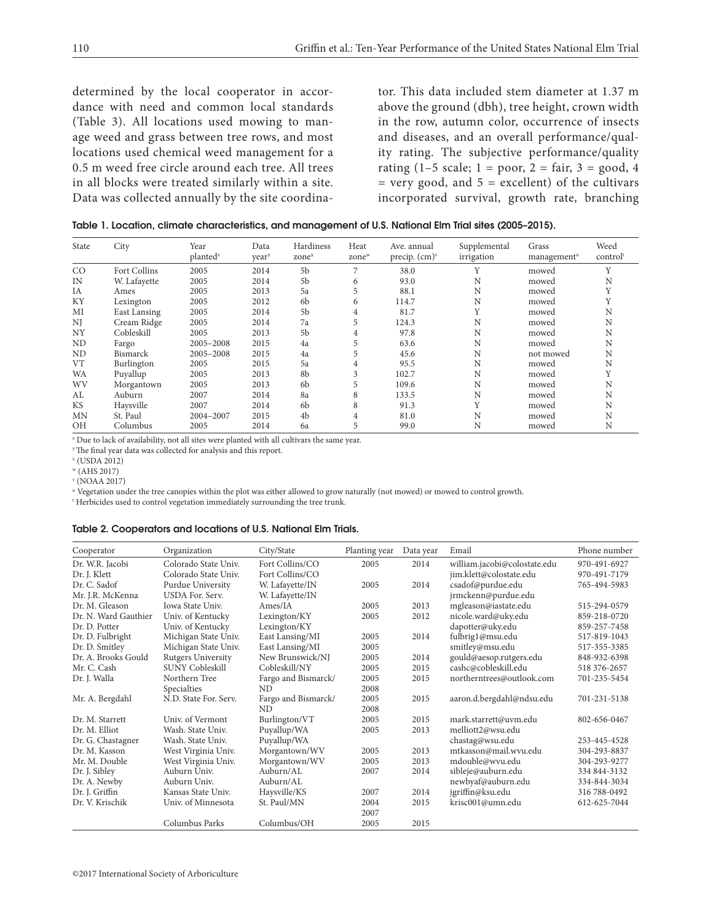determined by the local cooperator in accordance with need and common local standards (Table 3). All locations used mowing to manage weed and grass between tree rows, and most locations used chemical weed management for a 0.5 m weed free circle around each tree. All trees in all blocks were treated similarly within a site. Data was collected annually by the site coordinator. This data included stem diameter at 1.37 m above the ground (dbh), tree height, crown width in the row, autumn color, occurrence of insects and diseases, and an overall performance/quality rating. The subjective performance/quality rating (1–5 scale; 1 = poor, 2 = fair, 3 = good, 4 = very good, and 5 = excellent) of the cultivars incorporated survival, growth rate, branching

**Table 1. Location, climate characteristics, and management of U.S. National Elm Trial sites (2005–2015).**

| State | City | Year planted[z] | Data year[y] | Hardiness zone[x] | Heat zone[w] | Ave. annual precip. (cm)[v] | Supplemental irrigation | Grass management[u] | Weed control[t] |
|---|---|---|---|---|---|---|---|---|---|
| CO | Fort Collins | 2005 | 2014 | 5b | 7 | 38.0 | Y | mowed | Y |
| IN | W. Lafayette | 2005 | 2014 | 5b | 6 | 93.0 | N | mowed | N |
| IA | Ames | 2005 | 2013 | 5a | 5 | 88.1 | N | mowed | Y |
| KY | Lexington | 2005 | 2012 | 6b | 6 | 114.7 | N | mowed | Y |
| MI | East Lansing | 2005 | 2014 | 5b | 4 | 81.7 | Y | mowed | N |
| NJ | Cream Ridge | 2005 | 2014 | 7a | 5 | 124.3 | N | mowed | N |
| NY | Cobleskill | 2005 | 2013 | 5b | 4 | 97.8 | N | mowed | N |
| ND | Fargo | 2005–2008 | 2015 | 4a | 5 | 63.6 | N | mowed | N |
| ND | Bismarck | 2005–2008 | 2015 | 4a | 5 | 45.6 | N | not mowed | N |
| VT | Burlington | 2005 | 2015 | 5a | 4 | 95.5 | N | mowed | N |
| WA | Puyallup | 2005 | 2013 | 8b | 3 | 102.7 | N | mowed | Y |
| WV | Morgantown | 2005 | 2013 | 6b | 5 | 109.6 | N | mowed | N |
| AL | Auburn | 2007 | 2014 | 8a | 8 | 133.5 | N | mowed | N |
| KS | Haysville | 2007 | 2014 | 6b | 8 | 91.3 | Y | mowed | N |
| MN | St. Paul | 2004–2007 | 2015 | 4b | 4 | 81.0 | N | mowed | N |
| OH | Columbus | 2005 | 2014 | 6a | 5 | 99.0 | N | mowed | N |

[z] Due to lack of availability, not all sites were planted with all cultivars the same year.
[y] The final year data was collected for analysis and this report.
[x] (USDA 2012)
[w] (AHS 2017)
[v] (NOAA 2017)
[u] Vegetation under the tree canopies within the plot was either allowed to grow naturally (not mowed) or mowed to control growth.
[t] Herbicides used to control vegetation immediately surrounding the tree trunk.

**Table 2. Cooperators and locations of U.S. National Elm Trials.**

| Cooperator | Organization | City/State | Planting year | Data year | Email | Phone number |
|---|---|---|---|---|---|---|
| Dr. W.R. Jacobi | Colorado State Univ. | Fort Collins/CO | 2005 | 2014 | william.jacobi@colostate.edu | 970-491-6927 |
| Dr. J. Klett | Colorado State Univ. | Fort Collins/CO | | | jim.klett@colostate.edu | 970-491-7179 |
| Dr. C. Sadof | Purdue University | W. Lafayette/IN | 2005 | 2014 | csadof@purdue.edu | 765-494-5983 |
| Mr. J.R. McKenna | USDA For. Serv. | W. Lafayette/IN | | | jrmckenn@purdue.edu | |
| Dr. M. Gleason | Iowa State Univ. | Ames/IA | 2005 | 2013 | mgleason@iastate.edu | 515-294-0579 |
| Dr. N. Ward Gauthier | Univ. of Kentucky | Lexington/KY | 2005 | 2012 | nicole.ward@uky.edu | 859-218-0720 |
| Dr. D. Potter | Univ. of Kentucky | Lexington/KY | | | dapotter@uky.edu | 859-257-7458 |
| Dr. D. Fulbright | Michigan State Univ. | East Lansing/MI | 2005 | 2014 | fulbrig1@msu.edu | 517-819-1043 |
| Dr. D. Smitley | Michigan State Univ. | East Lansing/MI | 2005 | | smitley@msu.edu | 517-355-3385 |
| Dr. A. Brooks Gould | Rutgers University | New Brunswick/NJ | 2005 | 2014 | gould@aesop.rutgers.edu | 848-932-6398 |
| Mr. C. Cash | SUNY Cobleskill | Cobleskill/NY | 2005 | 2015 | cashc@cobleskill.edu | 518 376-2657 |
| Dr. J. Walla | Northern Tree Specialties | Fargo and Bismarck/ND | 2005 2008 | 2015 | northerntrees@outlook.com | 701-235-5454 |
| Mr. A. Bergdahl | N.D. State For. Serv. | Fargo and Bismarck/ND | 2005 2008 | 2015 | aaron.d.bergdahl@ndsu.edu | 701-231-5138 |
| Dr. M. Starrett | Univ. of Vermont | Burlington/VT | 2005 | 2015 | mark.starrett@uvm.edu | 802-656-0467 |
| Dr. M. Elliot | Wash. State Univ. | Puyallup/WA | 2005 | 2013 | melliott2@wsu.edu | |
| Dr. G. Chastagner | Wash. State Univ. | Puyallup/WA | | | chastag@wsu.edu | 253-445-4528 |
| Dr. M. Kasson | West Virginia Univ. | Morgantown/WV | 2005 | 2013 | mtkasson@mail.wvu.edu | 304-293-8837 |
| Mr. M. Double | West Virginia Univ. | Morgantown/WV | 2005 | 2013 | mdouble@wvu.edu | 304-293-9277 |
| Dr. J. Sibley | Auburn Univ. | Auburn/AL | 2007 | 2014 | sibleje@auburn.edu | 334 844-3132 |
| Dr. A. Newby | Auburn Univ. | Auburn/AL | | | newbyaf@auburn.edu | 334-844-3034 |
| Dr. J. Griffin | Kansas State Univ. | Haysville/KS | 2007 | 2014 | jgriffin@ksu.edu | 316 788-0492 |
| Dr. V. Krischik | Univ. of Minnesota | St. Paul/MN | 2004 2007 | 2015 | krisc001@umn.edu | 612-625-7044 |
| | Columbus Parks | Columbus/OH | 2005 | 2015 | | |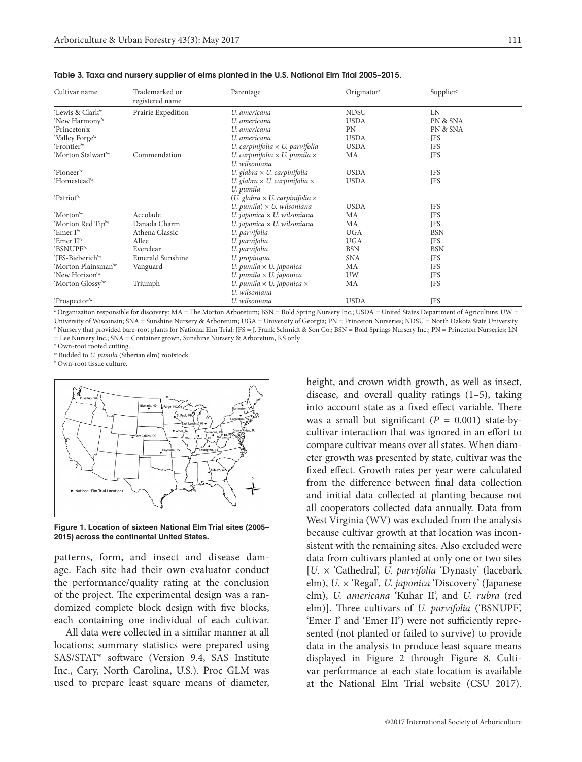Table 3. Taxa and nursery supplier of elms planted in the U.S. National Elm Trial 2005–2015.

| Cultivar name | Trademarked or registered name | Parentage | Originator[z] | Supplier[y] |
|---|---|---|---|---|
| 'Lewis & Clark'[x] | Prairie Expedition | *U. americana* | NDSU | LN |
| 'New Harmony'[x] | | *U. americana* | USDA | PN & SNA |
| 'Princeton'x | | *U. americana* | PN | PN & SNA |
| 'Valley Forge'[x] | | *U. americana* | USDA | JFS |
| 'Frontier'[x] | | *U. carpinifolia* × *U. parvifolia* | USDA | JFS |
| 'Morton Stalwart'[w] | Commendation | *U. carpinifolia* × *U. pumila* × *U. wilsoniana* | MA | JFS |
| 'Pioneer'[x] | | *U. glabra* × *U. carpinifolia* | USDA | JFS |
| 'Homestead'[x] | | *U. glabra* × *U. carpinifolia* × *U. pumila* | USDA | JFS |
| 'Patriot'[x] | | (*U. glabra* × *U. carpinifolia* × *U. pumila*) × *U. wilsoniana* | USDA | JFS |
| 'Morton'[w] | Accolade | *U. japonica* × *U. wilsoniana* | MA | JFS |
| 'Morton Red Tip'[w] | Danada Charm | *U. japonica* × *U. wilsoniana* | MA | JFS |
| 'Emer I'[x] | Athena Classic | *U. parvifolia* | UGA | BSN |
| 'Emer II'[v] | Allee | *U. parvifolia* | UGA | JFS |
| 'BSNUPF'[x] | Everclear | *U. parvifolia* | BSN | BSN |
| 'JFS-Bieberich'[w] | Emerald Sunshine | *U. propinqua* | SNA | JFS |
| 'Morton Plainsman'[w] | Vanguard | *U. pumila* × *U. japonica* | MA | JFS |
| 'New Horizon'[w] | | *U. pumila* × *U. japonica* | UW | JFS |
| 'Morton Glossy'[w] | Triumph | *U. pumila* × *U. japonica* × *U. wilsoniana* | MA | JFS |
| 'Prospector'[x] | | *U. wilsoniana* | USDA | JFS |

[z] Organization responsible for discovery: MA = The Morton Arboretum; BSN = Bold Spring Nursery Inc.; USDA = United States Department of Agriculture; UW = University of Wisconsin; SNA = Sunshine Nursery & Arboretum; UGA = University of Georgia; PN = Princeton Nurseries; NDSU = North Dakota State University.
[y] Nursery that provided bare-root plants for National Elm Trial: JFS = J. Frank Schmidt & Son Co.; BSN = Bold Springs Nursery Inc.; PN = Princeton Nurseries; LN = Lee Nursery Inc.; SNA = Container grown, Sunshine Nursery & Arboretum, KS only.
[x] Own-root rooted cutting.
[w] Budded to *U. pumila* (Siberian elm) rootstock.
[v] Own-root tissue culture.

**Figure 1. Location of sixteen National Elm Trial sites (2005–2015) across the continental United States.**

patterns, form, and insect and disease damage. Each site had their own evaluator conduct the performance/quality rating at the conclusion of the project. The experimental design was a randomized complete block design with five blocks, each containing one individual of each cultivar.

All data were collected in a similar manner at all locations; summary statistics were prepared using SAS/STAT® software (Version 9.4, SAS Institute Inc., Cary, North Carolina, U.S.). Proc GLM was used to prepare least square means of diameter, height, and crown width growth, as well as insect, disease, and overall quality ratings (1–5), taking into account state as a fixed effect variable. There was a small but significant ($P = 0.001$) state-by-cultivar interaction that was ignored in an effort to compare cultivar means over all states. When diameter growth was presented by state, cultivar was the fixed effect. Growth rates per year were calculated from the difference between final data collection and initial data collected at planting because not all cooperators collected data annually. Data from West Virginia (WV) was excluded from the analysis because cultivar growth at that location was inconsistent with the remaining sites. Also excluded were data from cultivars planted at only one or two sites [*U.* × 'Cathedral', *U. parvifolia* 'Dynasty' (lacebark elm), *U.* × 'Regal', *U. japonica* 'Discovery' (Japanese elm), *U. americana* 'Kuhar II', and *U. rubra* (red elm)]. Three cultivars of *U. parvifolia* ('BSNUPF', 'Emer I' and 'Emer II') were not sufficiently represented (not planted or failed to survive) to provide data in the analysis to produce least square means displayed in Figure 2 through Figure 8. Cultivar performance at each state location is available at the National Elm Trial website (CSU 2017).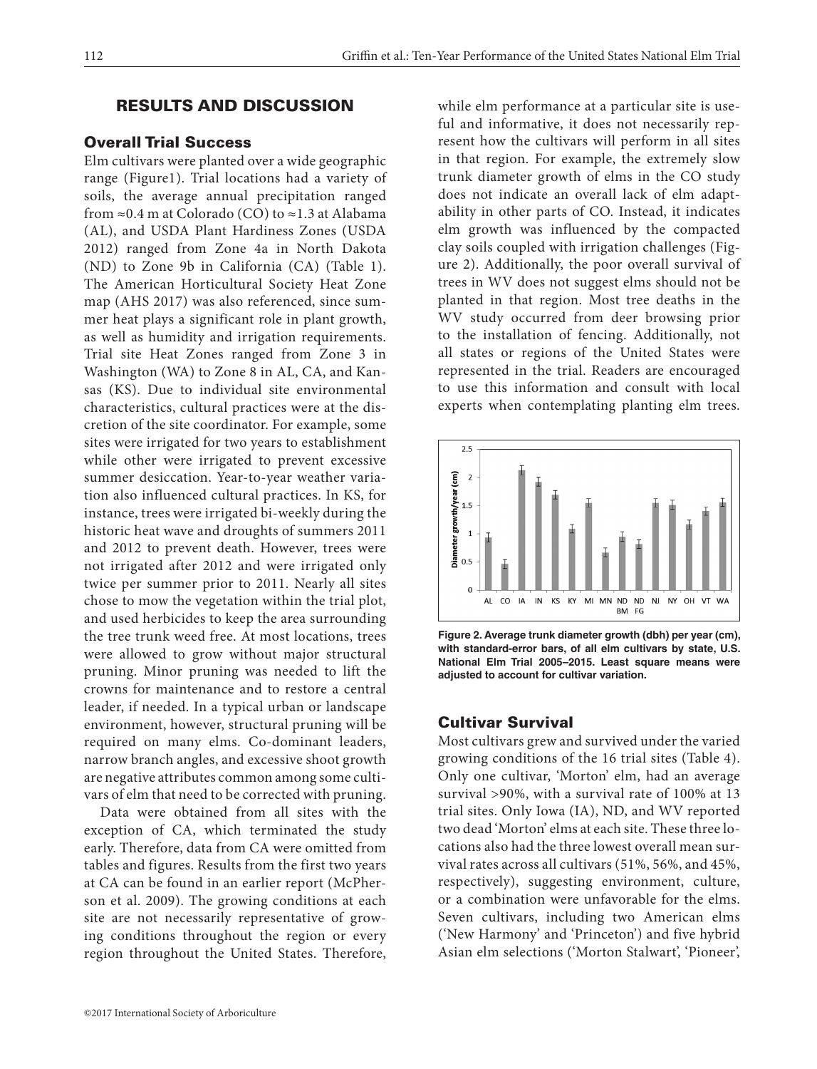## RESULTS AND DISCUSSION

### Overall Trial Success

Elm cultivars were planted over a wide geographic range (Figure1). Trial locations had a variety of soils, the average annual precipitation ranged from ≈0.4 m at Colorado (CO) to ≈1.3 at Alabama (AL), and USDA Plant Hardiness Zones (USDA 2012) ranged from Zone 4a in North Dakota (ND) to Zone 9b in California (CA) (Table 1). The American Horticultural Society Heat Zone map (AHS 2017) was also referenced, since summer heat plays a significant role in plant growth, as well as humidity and irrigation requirements. Trial site Heat Zones ranged from Zone 3 in Washington (WA) to Zone 8 in AL, CA, and Kansas (KS). Due to individual site environmental characteristics, cultural practices were at the discretion of the site coordinator. For example, some sites were irrigated for two years to establishment while other were irrigated to prevent excessive summer desiccation. Year-to-year weather variation also influenced cultural practices. In KS, for instance, trees were irrigated bi-weekly during the historic heat wave and droughts of summers 2011 and 2012 to prevent death. However, trees were not irrigated after 2012 and were irrigated only twice per summer prior to 2011. Nearly all sites chose to mow the vegetation within the trial plot, and used herbicides to keep the area surrounding the tree trunk weed free. At most locations, trees were allowed to grow without major structural pruning. Minor pruning was needed to lift the crowns for maintenance and to restore a central leader, if needed. In a typical urban or landscape environment, however, structural pruning will be required on many elms. Co-dominant leaders, narrow branch angles, and excessive shoot growth are negative attributes common among some cultivars of elm that need to be corrected with pruning.

Data were obtained from all sites with the exception of CA, which terminated the study early. Therefore, data from CA were omitted from tables and figures. Results from the first two years at CA can be found in an earlier report (McPherson et al. 2009). The growing conditions at each site are not necessarily representative of growing conditions throughout the region or every region throughout the United States. Therefore, while elm performance at a particular site is useful and informative, it does not necessarily represent how the cultivars will perform in all sites in that region. For example, the extremely slow trunk diameter growth of elms in the CO study does not indicate an overall lack of elm adaptability in other parts of CO. Instead, it indicates elm growth was influenced by the compacted clay soils coupled with irrigation challenges (Figure 2). Additionally, the poor overall survival of trees in WV does not suggest elms should not be planted in that region. Most tree deaths in the WV study occurred from deer browsing prior to the installation of fencing. Additionally, not all states or regions of the United States were represented in the trial. Readers are encouraged to use this information and consult with local experts when contemplating planting elm trees.

**Figure 2. Average trunk diameter growth (dbh) per year (cm), with standard-error bars, of all elm cultivars by state, U.S. National Elm Trial 2005–2015. Least square means were adjusted to account for cultivar variation.**

### Cultivar Survival

Most cultivars grew and survived under the varied growing conditions of the 16 trial sites (Table 4). Only one cultivar, 'Morton' elm, had an average survival >90%, with a survival rate of 100% at 13 trial sites. Only Iowa (IA), ND, and WV reported two dead 'Morton' elms at each site. These three locations also had the three lowest overall mean survival rates across all cultivars (51%, 56%, and 45%, respectively), suggesting environment, culture, or a combination were unfavorable for the elms. Seven cultivars, including two American elms ('New Harmony' and 'Princeton') and five hybrid Asian elm selections ('Morton Stalwart', 'Pioneer',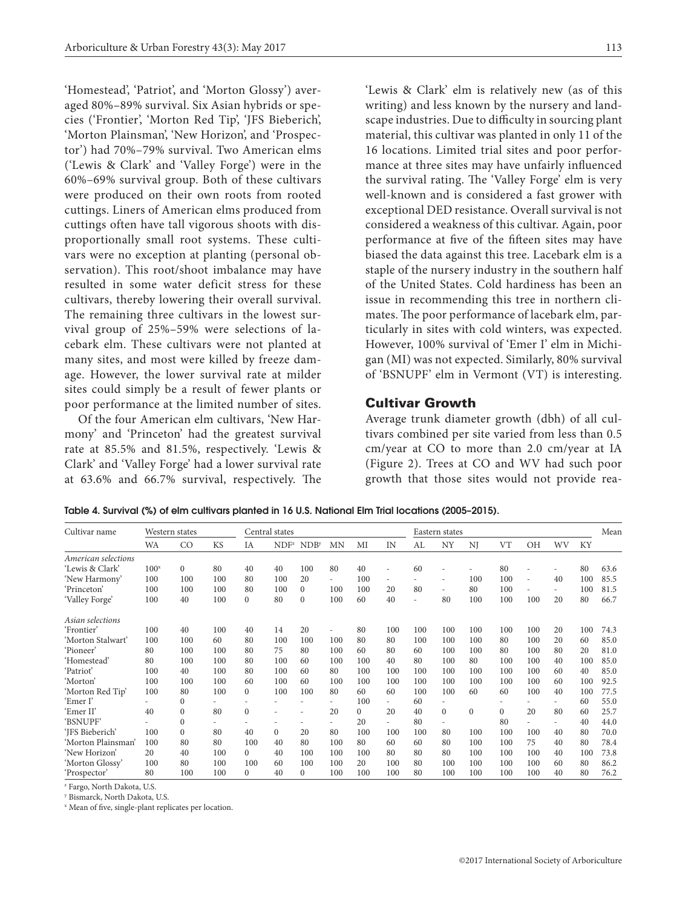'Homestead', 'Patriot', and 'Morton Glossy') averaged 80%–89% survival. Six Asian hybrids or species ('Frontier', 'Morton Red Tip', 'JFS Bieberich', 'Morton Plainsman', 'New Horizon', and 'Prospector') had 70%–79% survival. Two American elms ('Lewis & Clark' and 'Valley Forge') were in the 60%–69% survival group. Both of these cultivars were produced on their own roots from rooted cuttings. Liners of American elms produced from cuttings often have tall vigorous shoots with disproportionally small root systems. These cultivars were no exception at planting (personal observation). This root/shoot imbalance may have resulted in some water deficit stress for these cultivars, thereby lowering their overall survival. The remaining three cultivars in the lowest survival group of 25%–59% were selections of lacebark elm. These cultivars were not planted at many sites, and most were killed by freeze damage. However, the lower survival rate at milder sites could simply be a result of fewer plants or poor performance at the limited number of sites.

Of the four American elm cultivars, 'New Harmony' and 'Princeton' had the greatest survival rate at 85.5% and 81.5%, respectively. 'Lewis & Clark' and 'Valley Forge' had a lower survival rate at 63.6% and 66.7% survival, respectively. The 'Lewis & Clark' elm is relatively new (as of this writing) and less known by the nursery and landscape industries. Due to difficulty in sourcing plant material, this cultivar was planted in only 11 of the 16 locations. Limited trial sites and poor performance at three sites may have unfairly influenced the survival rating. The 'Valley Forge' elm is very well-known and is considered a fast grower with exceptional DED resistance. Overall survival is not considered a weakness of this cultivar. Again, poor performance at five of the fifteen sites may have biased the data against this tree. Lacebark elm is a staple of the nursery industry in the southern half of the United States. Cold hardiness has been an issue in recommending this tree in northern climates. The poor performance of lacebark elm, particularly in sites with cold winters, was expected. However, 100% survival of 'Emer I' elm in Michigan (MI) was not expected. Similarly, 80% survival of 'BSNUPF' elm in Vermont (VT) is interesting.

## Cultivar Growth

Average trunk diameter growth (dbh) of all cultivars combined per site varied from less than 0.5 cm/year at CO to more than 2.0 cm/year at IA (Figure 2). Trees at CO and WV had such poor growth that those sites would not provide rea-

**Table 4. Survival (%) of elm cultivars planted in 16 U.S. National Elm Trial locations (2005–2015).**

| Cultivar name | Western states | | | Central states | | | | | | Eastern states | | | | | | | Mean |
|---|---|---|---|---|---|---|---|---|---|---|---|---|---|---|---|---|---|
| | WA | CO | KS | IA | NDF[z] | NDB[y] | MN | MI | IN | AL | NY | NJ | VT | OH | WV | KY | |
| *American selections* | | | | | | | | | | | | | | | | | |
| 'Lewis & Clark' | 100[x] | 0 | 80 | 40 | 40 | 100 | 80 | 40 | - | 60 | - | - | 80 | - | - | 80 | 63.6 |
| 'New Harmony' | 100 | 100 | 100 | 80 | 100 | 20 | - | 100 | - | - | - | 100 | 100 | - | 40 | 100 | 85.5 |
| 'Princeton' | 100 | 100 | 100 | 80 | 100 | 0 | 100 | 100 | 20 | 80 | - | 80 | 100 | - | - | 100 | 81.5 |
| 'Valley Forge' | 100 | 40 | 100 | 0 | 80 | 0 | 100 | 60 | 40 | - | 80 | 100 | 100 | 100 | 20 | 80 | 66.7 |
| *Asian selections* | | | | | | | | | | | | | | | | | |
| 'Frontier' | 100 | 40 | 100 | 40 | 14 | 20 | - | 80 | 100 | 100 | 100 | 100 | 100 | 100 | 20 | 100 | 74.3 |
| 'Morton Stalwart' | 100 | 100 | 60 | 80 | 100 | 100 | 100 | 80 | 80 | 100 | 100 | 100 | 80 | 100 | 20 | 60 | 85.0 |
| 'Pioneer' | 80 | 100 | 100 | 80 | 75 | 80 | 100 | 60 | 80 | 60 | 100 | 100 | 80 | 100 | 80 | 20 | 81.0 |
| 'Homestead' | 80 | 100 | 100 | 80 | 100 | 60 | 100 | 100 | 40 | 80 | 100 | 80 | 100 | 100 | 40 | 100 | 85.0 |
| 'Patriot' | 100 | 40 | 100 | 80 | 100 | 60 | 80 | 100 | 100 | 100 | 100 | 100 | 100 | 100 | 60 | 40 | 85.0 |
| 'Morton' | 100 | 100 | 100 | 60 | 100 | 60 | 100 | 100 | 100 | 100 | 100 | 100 | 100 | 100 | 60 | 100 | 92.5 |
| 'Morton Red Tip' | 100 | 80 | 100 | 0 | 100 | 100 | 80 | 60 | 60 | 100 | 100 | 60 | 60 | 100 | 40 | 100 | 77.5 |
| 'Emer I' | - | 0 | - | - | - | - | - | 100 | - | 60 | - | | - | - | - | 60 | 55.0 |
| 'Emer II' | 40 | 0 | 80 | 0 | - | - | 20 | 0 | 20 | 40 | 0 | 0 | 0 | 20 | 80 | 60 | 25.7 |
| 'BSNUPF' | - | 0 | - | - | - | - | - | 20 | - | 80 | - | | 80 | - | - | 40 | 44.0 |
| 'JFS Bieberich' | 100 | 0 | 80 | 40 | 0 | 20 | 80 | 100 | 100 | 100 | 80 | 100 | 100 | 100 | 40 | 80 | 70.0 |
| 'Morton Plainsman' | 100 | 80 | 80 | 100 | 40 | 80 | 100 | 80 | 60 | 60 | 80 | 100 | 100 | 75 | 40 | 80 | 78.4 |
| 'New Horizon' | 20 | 40 | 100 | 0 | 40 | 100 | 100 | 100 | 80 | 80 | 80 | 100 | 100 | 100 | 40 | 100 | 73.8 |
| 'Morton Glossy' | 100 | 80 | 100 | 100 | 60 | 100 | 100 | 20 | 100 | 80 | 100 | 100 | 100 | 100 | 60 | 80 | 86.2 |
| 'Prospector' | 80 | 100 | 100 | 0 | 40 | 0 | 100 | 100 | 100 | 80 | 100 | 100 | 100 | 100 | 40 | 80 | 76.2 |

[z] Fargo, North Dakota, U.S.
[y] Bismarck, North Dakota, U.S.
[x] Mean of five, single-plant replicates per location.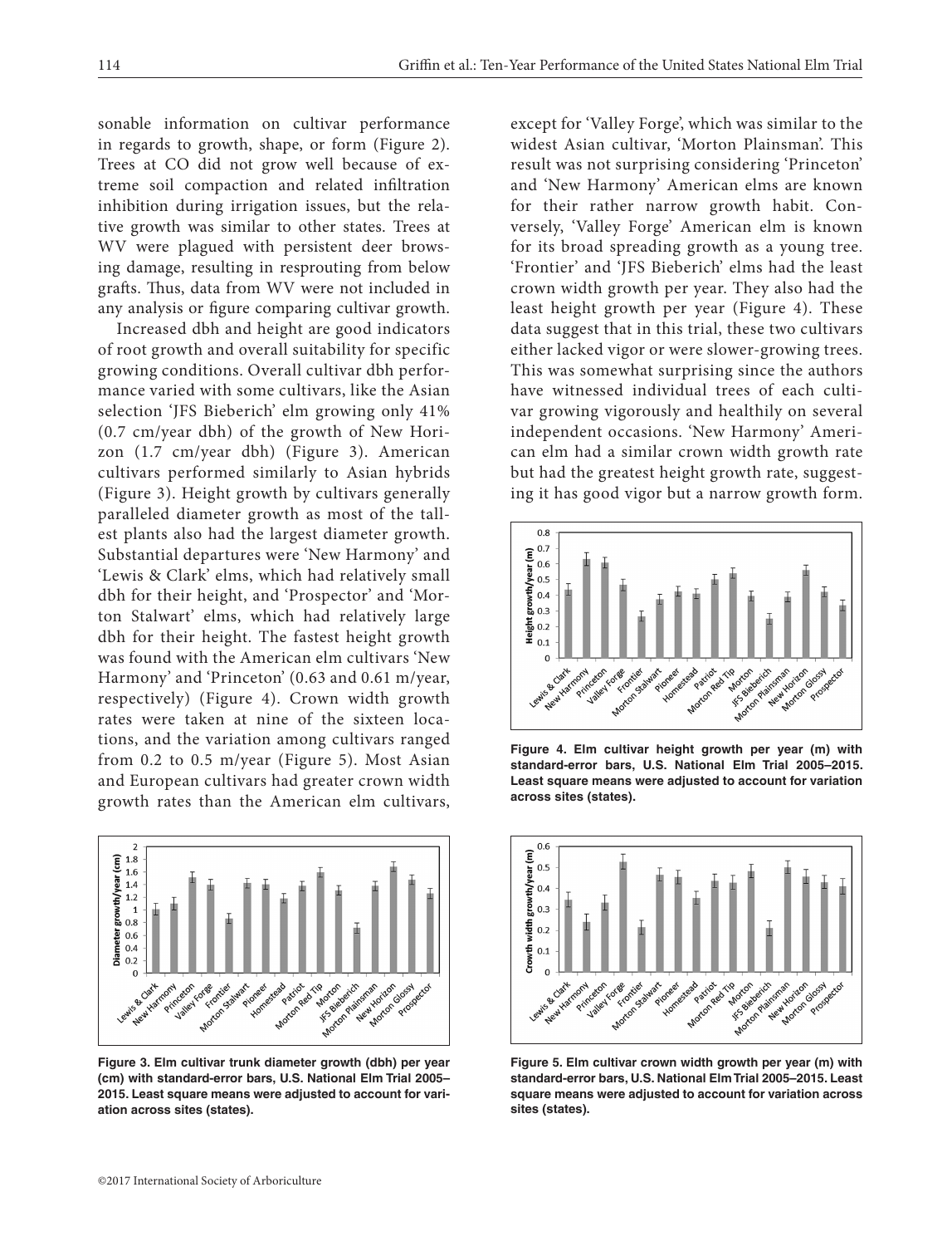sonable information on cultivar performance in regards to growth, shape, or form (Figure 2). Trees at CO did not grow well because of extreme soil compaction and related infiltration inhibition during irrigation issues, but the relative growth was similar to other states. Trees at WV were plagued with persistent deer browsing damage, resulting in resprouting from below grafts. Thus, data from WV were not included in any analysis or figure comparing cultivar growth.

Increased dbh and height are good indicators of root growth and overall suitability for specific growing conditions. Overall cultivar dbh performance varied with some cultivars, like the Asian selection 'JFS Bieberich' elm growing only 41% (0.7 cm/year dbh) of the growth of New Horizon (1.7 cm/year dbh) (Figure 3). American cultivars performed similarly to Asian hybrids (Figure 3). Height growth by cultivars generally paralleled diameter growth as most of the tallest plants also had the largest diameter growth. Substantial departures were 'New Harmony' and 'Lewis & Clark' elms, which had relatively small dbh for their height, and 'Prospector' and 'Morton Stalwart' elms, which had relatively large dbh for their height. The fastest height growth was found with the American elm cultivars 'New Harmony' and 'Princeton' (0.63 and 0.61 m/year, respectively) (Figure 4). Crown width growth rates were taken at nine of the sixteen locations, and the variation among cultivars ranged from 0.2 to 0.5 m/year (Figure 5). Most Asian and European cultivars had greater crown width growth rates than the American elm cultivars, except for 'Valley Forge', which was similar to the widest Asian cultivar, 'Morton Plainsman'. This result was not surprising considering 'Princeton' and 'New Harmony' American elms are known for their rather narrow growth habit. Conversely, 'Valley Forge' American elm is known for its broad spreading growth as a young tree. 'Frontier' and 'JFS Bieberich' elms had the least crown width growth per year. They also had the least height growth per year (Figure 4). These data suggest that in this trial, these two cultivars either lacked vigor or were slower-growing trees. This was somewhat surprising since the authors have witnessed individual trees of each cultivar growing vigorously and healthily on several independent occasions. 'New Harmony' American elm had a similar crown width growth rate but had the greatest height growth rate, suggesting it has good vigor but a narrow growth form.

**Figure 3. Elm cultivar trunk diameter growth (dbh) per year (cm) with standard-error bars, U.S. National Elm Trial 2005–2015. Least square means were adjusted to account for variation across sites (states).**

**Figure 4. Elm cultivar height growth per year (m) with standard-error bars, U.S. National Elm Trial 2005–2015. Least square means were adjusted to account for variation across sites (states).**

**Figure 5. Elm cultivar crown width growth per year (m) with standard-error bars, U.S. National Elm Trial 2005–2015. Least square means were adjusted to account for variation across sites (states).**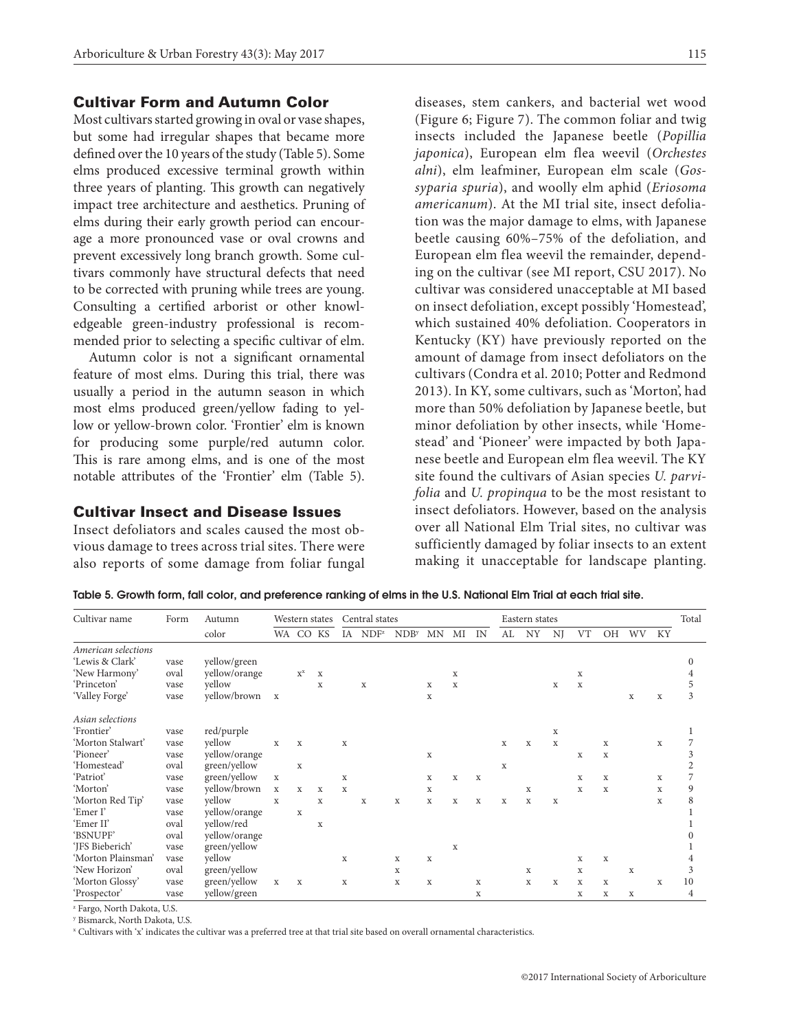## Cultivar Form and Autumn Color

Most cultivars started growing in oval or vase shapes, but some had irregular shapes that became more defined over the 10 years of the study (Table 5). Some elms produced excessive terminal growth within three years of planting. This growth can negatively impact tree architecture and aesthetics. Pruning of elms during their early growth period can encourage a more pronounced vase or oval crowns and prevent excessively long branch growth. Some cultivars commonly have structural defects that need to be corrected with pruning while trees are young. Consulting a certified arborist or other knowledgeable green-industry professional is recommended prior to selecting a specific cultivar of elm.

Autumn color is not a significant ornamental feature of most elms. During this trial, there was usually a period in the autumn season in which most elms produced green/yellow fading to yellow or yellow-brown color. 'Frontier' elm is known for producing some purple/red autumn color. This is rare among elms, and is one of the most notable attributes of the 'Frontier' elm (Table 5).

## Cultivar Insect and Disease Issues

Insect defoliators and scales caused the most obvious damage to trees across trial sites. There were also reports of some damage from foliar fungal diseases, stem cankers, and bacterial wet wood (Figure 6; Figure 7). The common foliar and twig insects included the Japanese beetle (*Popillia japonica*), European elm flea weevil (*Orchestes alni*), elm leafminer, European elm scale (*Gossyparia spuria*), and woolly elm aphid (*Eriosoma americanum*). At the MI trial site, insect defoliation was the major damage to elms, with Japanese beetle causing 60%–75% of the defoliation, and European elm flea weevil the remainder, depending on the cultivar (see MI report, CSU 2017). No cultivar was considered unacceptable at MI based on insect defoliation, except possibly 'Homestead', which sustained 40% defoliation. Cooperators in Kentucky (KY) have previously reported on the amount of damage from insect defoliators on the cultivars (Condra et al. 2010; Potter and Redmond 2013). In KY, some cultivars, such as 'Morton', had more than 50% defoliation by Japanese beetle, but minor defoliation by other insects, while 'Homestead' and 'Pioneer' were impacted by both Japanese beetle and European elm flea weevil. The KY site found the cultivars of Asian species *U. parvifolia* and *U. propinqua* to be the most resistant to insect defoliators. However, based on the analysis over all National Elm Trial sites, no cultivar was sufficiently damaged by foliar insects to an extent making it unacceptable for landscape planting.

**Table 5. Growth form, fall color, and preference ranking of elms in the U.S. National Elm Trial at each trial site.**

| Cultivar name | Form | Autumn color | Western states | | | Central states | | | | | | Eastern states | | | | | | | Total |
|---|---|---|---|---|---|---|---|---|---|---|---|---|---|---|---|---|---|---|---|
| | | | WA | CO | KS | IA | NDF[z] | NDB[y] | MN | MI | IN | AL | NY | NJ | VT | OH | WV | KY | |
| *American selections* | | | | | | | | | | | | | | | | | | | |
| 'Lewis & Clark' | vase | yellow/green | | | | | | | | | | | | | | | | | 0 |
| 'New Harmony' | oval | yellow/orange | | x[x] | x | | | | | x | | | | | x | | | | 4 |
| 'Princeton' | vase | yellow | | | x | | x | | x | x | | | | x | x | | | | 5 |
| 'Valley Forge' | vase | yellow/brown | x | | | | | | x | | | | | | | | x | x | 3 |
| *Asian selections* | | | | | | | | | | | | | | | | | | | |
| 'Frontier' | vase | red/purple | | | | | | | | | | | | x | | | | | 1 |
| 'Morton Stalwart' | vase | yellow | x | x | | x | | | | | | x | x | x | | x | | x | 7 |
| 'Pioneer' | vase | yellow/orange | | | | | | | x | | | | | | x | x | | | 3 |
| 'Homestead' | oval | green/yellow | | x | | | | | | | | x | | | | | | | 2 |
| 'Patriot' | vase | green/yellow | x | | | x | | | x | x | x | | | | x | x | | x | 7 |
| 'Morton' | vase | yellow/brown | x | x | x | x | | | x | | | | x | | x | x | | x | 9 |
| 'Morton Red Tip' | vase | yellow | x | | x | | x | x | x | x | x | x | x | x | | | | x | 8 |
| 'Emer I' | vase | yellow/orange | | x | | | | | | | | | | | | | | | 1 |
| 'Emer II' | oval | yellow/red | | | x | | | | | | | | | | | | | | 1 |
| 'BSNUPF' | oval | yellow/orange | | | | | | | | | | | | | | | | | 0 |
| 'JFS Bieberich' | vase | green/yellow | | | | | | | | x | | | | | | | | | 1 |
| 'Morton Plainsman' | vase | yellow | | | | x | | x | x | | | | | | x | x | | | 4 |
| 'New Horizon' | oval | green/yellow | | | | | | x | | | | | x | | x | | x | | 3 |
| 'Morton Glossy' | vase | green/yellow | x | x | | x | | x | x | | x | | x | x | x | x | | x | 10 |
| 'Prospector' | vase | yellow/green | | | | | | | | | x | | | | x | x | x | | 4 |

[z] Fargo, North Dakota, U.S.
[y] Bismarck, North Dakota, U.S.
[x] Cultivars with 'x' indicates the cultivar was a preferred tree at that trial site based on overall ornamental characteristics.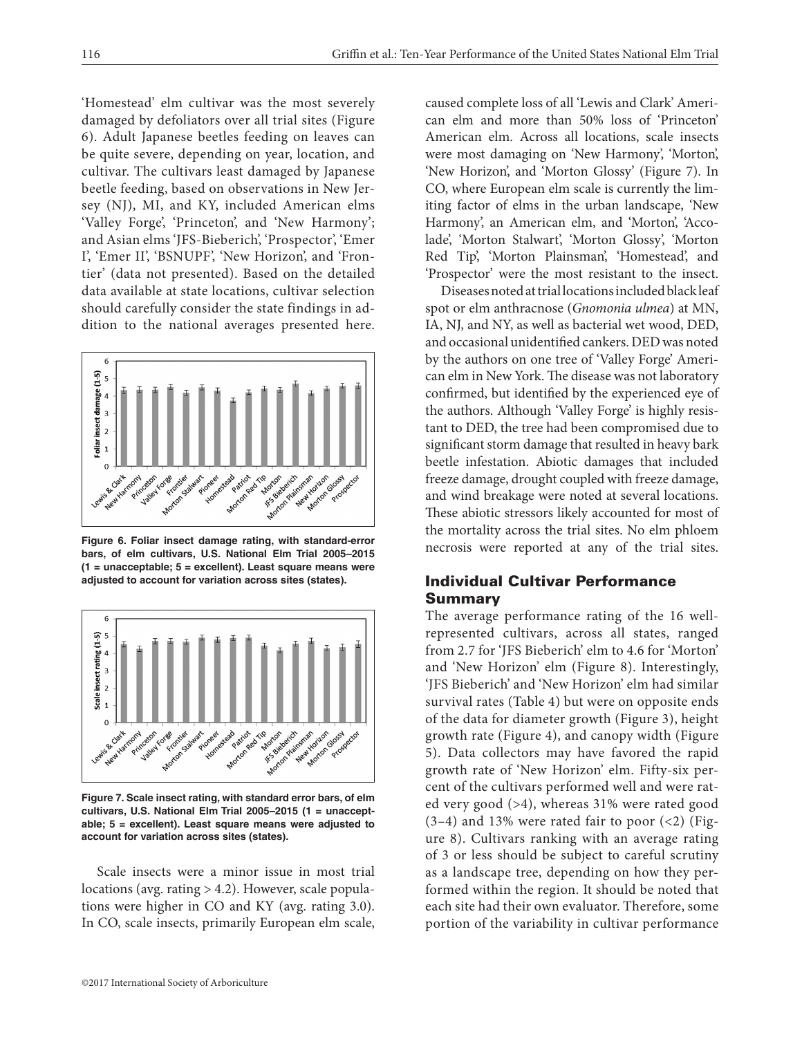'Homestead' elm cultivar was the most severely damaged by defoliators over all trial sites (Figure 6). Adult Japanese beetles feeding on leaves can be quite severe, depending on year, location, and cultivar. The cultivars least damaged by Japanese beetle feeding, based on observations in New Jersey (NJ), MI, and KY, included American elms 'Valley Forge', 'Princeton', and 'New Harmony'; and Asian elms 'JFS-Bieberich', 'Prospector', 'Emer I', 'Emer II', 'BSNUPF', 'New Horizon', and 'Frontier' (data not presented). Based on the detailed data available at state locations, cultivar selection should carefully consider the state findings in addition to the national averages presented here.

**Figure 6. Foliar insect damage rating, with standard-error bars, of elm cultivars, U.S. National Elm Trial 2005–2015 (1 = unacceptable; 5 = excellent). Least square means were adjusted to account for variation across sites (states).**

**Figure 7. Scale insect rating, with standard error bars, of elm cultivars, U.S. National Elm Trial 2005–2015 (1 = unacceptable; 5 = excellent). Least square means were adjusted to account for variation across sites (states).**

Scale insects were a minor issue in most trial locations (avg. rating > 4.2). However, scale populations were higher in CO and KY (avg. rating 3.0). In CO, scale insects, primarily European elm scale, caused complete loss of all 'Lewis and Clark' American elm and more than 50% loss of 'Princeton' American elm. Across all locations, scale insects were most damaging on 'New Harmony', 'Morton', 'New Horizon', and 'Morton Glossy' (Figure 7). In CO, where European elm scale is currently the limiting factor of elms in the urban landscape, 'New Harmony', an American elm, and 'Morton', 'Accolade', 'Morton Stalwart', 'Morton Glossy', 'Morton Red Tip', 'Morton Plainsman', 'Homestead', and 'Prospector' were the most resistant to the insect.

Diseases noted at trial locations included black leaf spot or elm anthracnose (*Gnomonia ulmea*) at MN, IA, NJ, and NY, as well as bacterial wet wood, DED, and occasional unidentified cankers. DED was noted by the authors on one tree of 'Valley Forge' American elm in New York. The disease was not laboratory confirmed, but identified by the experienced eye of the authors. Although 'Valley Forge' is highly resistant to DED, the tree had been compromised due to significant storm damage that resulted in heavy bark beetle infestation. Abiotic damages that included freeze damage, drought coupled with freeze damage, and wind breakage were noted at several locations. These abiotic stressors likely accounted for most of the mortality across the trial sites. No elm phloem necrosis were reported at any of the trial sites.

## Individual Cultivar Performance Summary

The average performance rating of the 16 well-represented cultivars, across all states, ranged from 2.7 for 'JFS Bieberich' elm to 4.6 for 'Morton' and 'New Horizon' elm (Figure 8). Interestingly, 'JFS Bieberich' and 'New Horizon' elm had similar survival rates (Table 4) but were on opposite ends of the data for diameter growth (Figure 3), height growth rate (Figure 4), and canopy width (Figure 5). Data collectors may have favored the rapid growth rate of 'New Horizon' elm. Fifty-six percent of the cultivars performed well and were rated very good (>4), whereas 31% were rated good (3–4) and 13% were rated fair to poor (<2) (Figure 8). Cultivars ranking with an average rating of 3 or less should be subject to careful scrutiny as a landscape tree, depending on how they performed within the region. It should be noted that each site had their own evaluator. Therefore, some portion of the variability in cultivar performance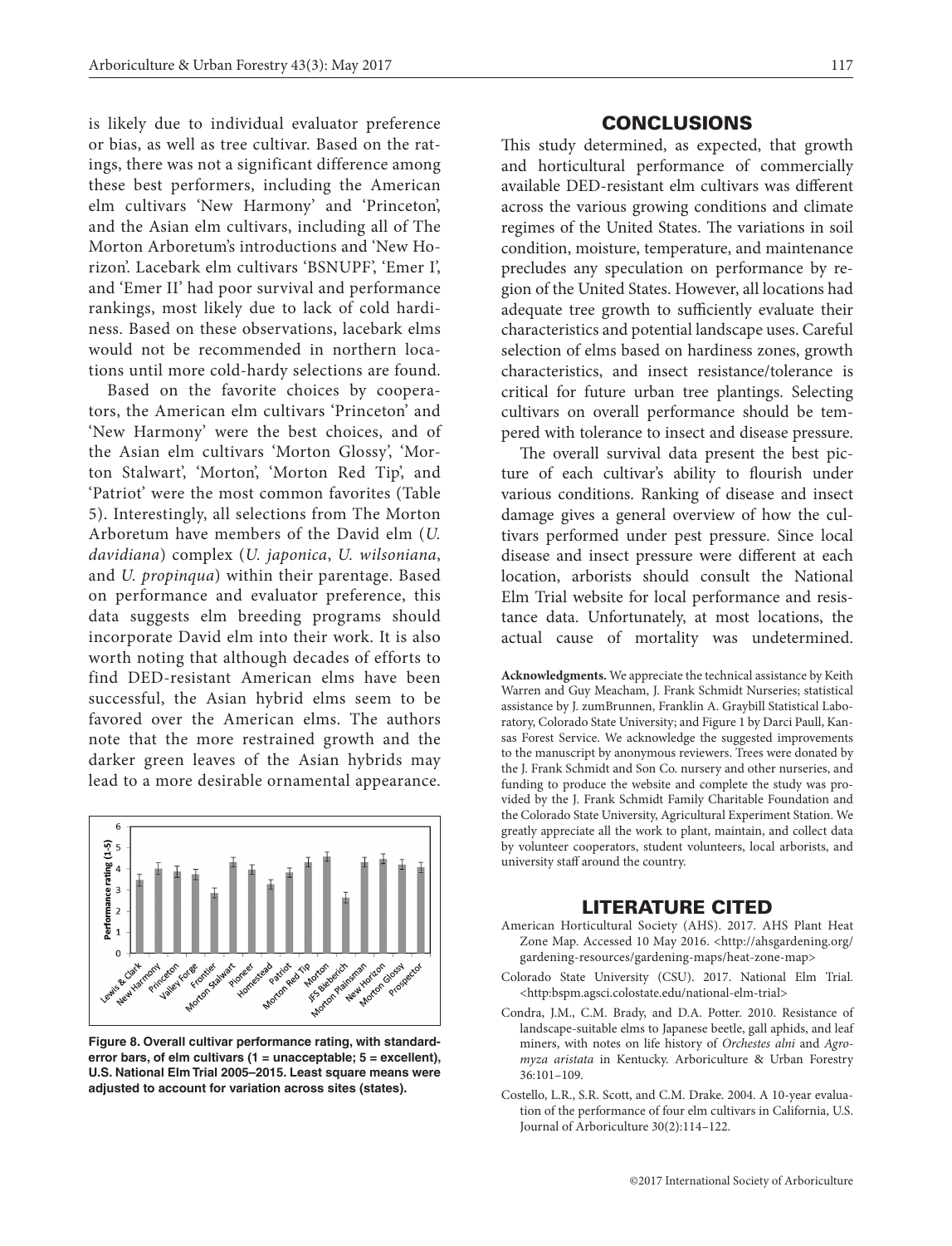is likely due to individual evaluator preference or bias, as well as tree cultivar. Based on the ratings, there was not a significant difference among these best performers, including the American elm cultivars 'New Harmony' and 'Princeton', and the Asian elm cultivars, including all of The Morton Arboretum's introductions and 'New Horizon'. Lacebark elm cultivars 'BSNUPF', 'Emer I', and 'Emer II' had poor survival and performance rankings, most likely due to lack of cold hardiness. Based on these observations, lacebark elms would not be recommended in northern locations until more cold-hardy selections are found.

Based on the favorite choices by cooperators, the American elm cultivars 'Princeton' and 'New Harmony' were the best choices, and of the Asian elm cultivars 'Morton Glossy', 'Morton Stalwart', 'Morton', 'Morton Red Tip', and 'Patriot' were the most common favorites (Table 5). Interestingly, all selections from The Morton Arboretum have members of the David elm (*U. davidiana*) complex (*U. japonica*, *U. wilsoniana*, and *U. propinqua*) within their parentage. Based on performance and evaluator preference, this data suggests elm breeding programs should incorporate David elm into their work. It is also worth noting that although decades of efforts to find DED-resistant American elms have been successful, the Asian hybrid elms seem to be favored over the American elms. The authors note that the more restrained growth and the darker green leaves of the Asian hybrids may lead to a more desirable ornamental appearance.

**Figure 8. Overall cultivar performance rating, with standard-error bars, of elm cultivars (1 = unacceptable; 5 = excellent), U.S. National Elm Trial 2005–2015. Least square means were adjusted to account for variation across sites (states).**

## CONCLUSIONS

This study determined, as expected, that growth and horticultural performance of commercially available DED-resistant elm cultivars was different across the various growing conditions and climate regimes of the United States. The variations in soil condition, moisture, temperature, and maintenance precludes any speculation on performance by region of the United States. However, all locations had adequate tree growth to sufficiently evaluate their characteristics and potential landscape uses. Careful selection of elms based on hardiness zones, growth characteristics, and insect resistance/tolerance is critical for future urban tree plantings. Selecting cultivars on overall performance should be tempered with tolerance to insect and disease pressure.

The overall survival data present the best picture of each cultivar's ability to flourish under various conditions. Ranking of disease and insect damage gives a general overview of how the cultivars performed under pest pressure. Since local disease and insect pressure were different at each location, arborists should consult the National Elm Trial website for local performance and resistance data. Unfortunately, at most locations, the actual cause of mortality was undetermined.

**Acknowledgments.** We appreciate the technical assistance by Keith Warren and Guy Meacham, J. Frank Schmidt Nurseries; statistical assistance by J. zumBrunnen, Franklin A. Graybill Statistical Laboratory, Colorado State University; and Figure 1 by Darci Paull, Kansas Forest Service. We acknowledge the suggested improvements to the manuscript by anonymous reviewers. Trees were donated by the J. Frank Schmidt and Son Co. nursery and other nurseries, and funding to produce the website and complete the study was provided by the J. Frank Schmidt Family Charitable Foundation and the Colorado State University, Agricultural Experiment Station. We greatly appreciate all the work to plant, maintain, and collect data by volunteer cooperators, student volunteers, local arborists, and university staff around the country.

## LITERATURE CITED

American Horticultural Society (AHS). 2017. AHS Plant Heat Zone Map. Accessed 10 May 2016. <http://ahsgardening.org/gardening-resources/gardening-maps/heat-zone-map>

Colorado State University (CSU). 2017. National Elm Trial. <http:bspm.agsci.colostate.edu/national-elm-trial>

Condra, J.M., C.M. Brady, and D.A. Potter. 2010. Resistance of landscape-suitable elms to Japanese beetle, gall aphids, and leaf miners, with notes on life history of *Orchestes alni* and *Agromyza aristata* in Kentucky. Arboriculture & Urban Forestry 36:101–109.

Costello, L.R., S.R. Scott, and C.M. Drake. 2004. A 10-year evaluation of the performance of four elm cultivars in California, U.S. Journal of Arboriculture 30(2):114–122.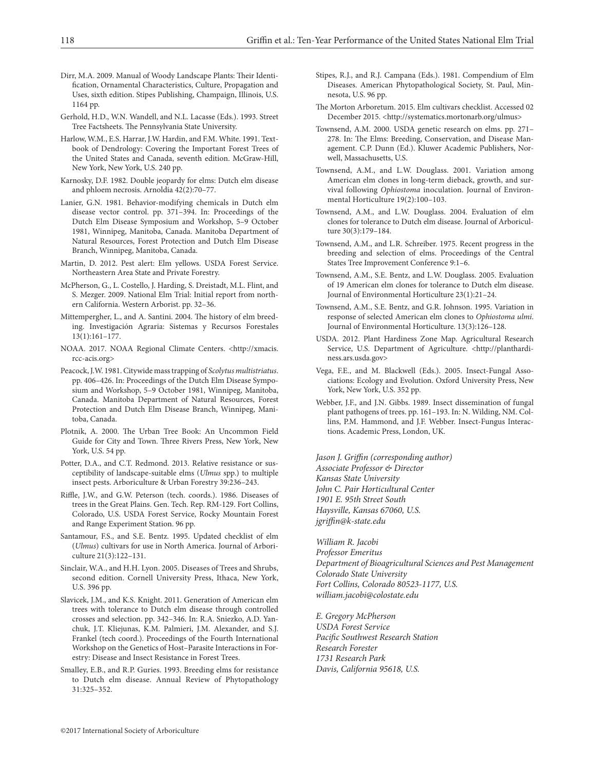Dirr, M.A. 2009. Manual of Woody Landscape Plants: Their Identification, Ornamental Characteristics, Culture, Propagation and Uses, sixth edition. Stipes Publishing, Champaign, Illinois, U.S. 1164 pp.

Gerhold, H.D., W.N. Wandell, and N.L. Lacasse (Eds.). 1993. Street Tree Factsheets. The Pennsylvania State University.

Harlow, W.M., E.S. Harrar, J.W. Hardin, and F.M. White. 1991. Textbook of Dendrology: Covering the Important Forest Trees of the United States and Canada, seventh edition. McGraw-Hill, New York, New York, U.S. 240 pp.

Karnosky, D.F. 1982. Double jeopardy for elms: Dutch elm disease and phloem necrosis. Arnoldia 42(2):70–77.

Lanier, G.N. 1981. Behavior-modifying chemicals in Dutch elm disease vector control. pp. 371–394. In: Proceedings of the Dutch Elm Disease Symposium and Workshop, 5–9 October 1981, Winnipeg, Manitoba, Canada. Manitoba Department of Natural Resources, Forest Protection and Dutch Elm Disease Branch, Winnipeg, Manitoba, Canada.

Martin, D. 2012. Pest alert: Elm yellows. USDA Forest Service. Northeastern Area State and Private Forestry.

McPherson, G., L. Costello, J. Harding, S. Dreistadt, M.L. Flint, and S. Mezger. 2009. National Elm Trial: Initial report from northern California. Western Arborist. pp. 32–36.

Mittempergher, L., and A. Santini. 2004. The history of elm breeding. Investigación Agraria: Sistemas y Recursos Forestales 13(1):161–177.

NOAA. 2017. NOAA Regional Climate Centers. <http://xmacis.rcc-acis.org>

Peacock, J.W. 1981. Citywide mass trapping of *Scolytus multistriatus*. pp. 406–426. In: Proceedings of the Dutch Elm Disease Symposium and Workshop, 5–9 October 1981, Winnipeg, Manitoba, Canada. Manitoba Department of Natural Resources, Forest Protection and Dutch Elm Disease Branch, Winnipeg, Manitoba, Canada.

Plotnik, A. 2000. The Urban Tree Book: An Uncommon Field Guide for City and Town. Three Rivers Press, New York, New York, U.S. 54 pp.

Potter, D.A., and C.T. Redmond. 2013. Relative resistance or susceptibility of landscape-suitable elms (*Ulmus* spp.) to multiple insect pests. Arboriculture & Urban Forestry 39:236–243.

Riffle, J.W., and G.W. Peterson (tech. coords.). 1986. Diseases of trees in the Great Plains. Gen. Tech. Rep. RM-129. Fort Collins, Colorado, U.S. USDA Forest Service, Rocky Mountain Forest and Range Experiment Station. 96 pp.

Santamour, F.S., and S.E. Bentz. 1995. Updated checklist of elm (*Ulmus*) cultivars for use in North America. Journal of Arboriculture 21(3):122–131.

Sinclair, W.A., and H.H. Lyon. 2005. Diseases of Trees and Shrubs, second edition. Cornell University Press, Ithaca, New York, U.S. 396 pp.

Slavicek, J.M., and K.S. Knight. 2011. Generation of American elm trees with tolerance to Dutch elm disease through controlled crosses and selection. pp. 342–346. In: R.A. Sniezko, A.D. Yanchuk, J.T. Kliejunas, K.M. Palmieri, J.M. Alexander, and S.J. Frankel (tech coord.). Proceedings of the Fourth International Workshop on the Genetics of Host–Parasite Interactions in Forestry: Disease and Insect Resistance in Forest Trees.

Smalley, E.B., and R.P. Guries. 1993. Breeding elms for resistance to Dutch elm disease. Annual Review of Phytopathology 31:325–352.

Stipes, R.J., and R.J. Campana (Eds.). 1981. Compendium of Elm Diseases. American Phytopathological Society, St. Paul, Minnesota, U.S. 96 pp.

The Morton Arboretum. 2015. Elm cultivars checklist. Accessed 02 December 2015. <http://systematics.mortonarb.org/ulmus>

Townsend, A.M. 2000. USDA genetic research on elms. pp. 271–278. In: The Elms: Breeding, Conservation, and Disease Management. C.P. Dunn (Ed.). Kluwer Academic Publishers, Norwell, Massachusetts, U.S.

Townsend, A.M., and L.W. Douglass. 2001. Variation among American elm clones in long-term dieback, growth, and survival following *Ophiostoma* inoculation. Journal of Environmental Horticulture 19(2):100–103.

Townsend, A.M., and L.W. Douglass. 2004. Evaluation of elm clones for tolerance to Dutch elm disease. Journal of Arboriculture 30(3):179–184.

Townsend, A.M., and L.R. Schreiber. 1975. Recent progress in the breeding and selection of elms. Proceedings of the Central States Tree Improvement Conference 9:1–6.

Townsend, A.M., S.E. Bentz, and L.W. Douglass. 2005. Evaluation of 19 American elm clones for tolerance to Dutch elm disease. Journal of Environmental Horticulture 23(1):21–24.

Townsend, A.M., S.E. Bentz, and G.R. Johnson. 1995. Variation in response of selected American elm clones to *Ophiostoma ulmi*. Journal of Environmental Horticulture. 13(3):126–128.

USDA. 2012. Plant Hardiness Zone Map. Agricultural Research Service, U.S. Department of Agriculture. <http://planthardiness.ars.usda.gov>

Vega, F.E., and M. Blackwell (Eds.). 2005. Insect-Fungal Associations: Ecology and Evolution. Oxford University Press, New York, New York, U.S. 352 pp.

Webber, J.F., and J.N. Gibbs. 1989. Insect dissemination of fungal plant pathogens of trees. pp. 161–193. In: N. Wilding, NM. Collins, P.M. Hammond, and J.F. Webber. Insect-Fungus Interactions. Academic Press, London, UK.

*Jason J. Griffin (corresponding author)*
*Associate Professor & Director*
*Kansas State University*
*John C. Pair Horticultural Center*
*1901 E. 95th Street South*
*Haysville, Kansas 67060, U.S.*
*jgriffin@k-state.edu*

*William R. Jacobi*
*Professor Emeritus*
*Department of Bioagricultural Sciences and Pest Management*
*Colorado State University*
*Fort Collins, Colorado 80523-1177, U.S.*
*william.jacobi@colostate.edu*

*E. Gregory McPherson*
*USDA Forest Service*
*Pacific Southwest Research Station*
*Research Forester*
*1731 Research Park*
*Davis, California 95618, U.S.*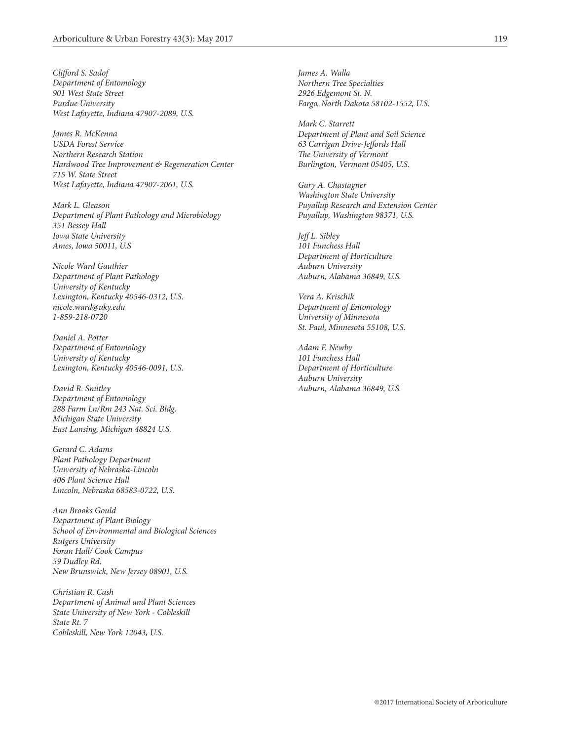*Clifford S. Sadof*
*Department of Entomology*
*901 West State Street*
*Purdue University*
*West Lafayette, Indiana 47907-2089, U.S.*

*James R. McKenna*
*USDA Forest Service*
*Northern Research Station*
*Hardwood Tree Improvement & Regeneration Center*
*715 W. State Street*
*West Lafayette, Indiana 47907-2061, U.S.*

*Mark L. Gleason*
*Department of Plant Pathology and Microbiology*
*351 Bessey Hall*
*Iowa State University*
*Ames, Iowa 50011, U.S*

*Nicole Ward Gauthier*
*Department of Plant Pathology*
*University of Kentucky*
*Lexington, Kentucky 40546-0312, U.S.*
*nicole.ward@uky.edu*
*1-859-218-0720*

*Daniel A. Potter*
*Department of Entomology*
*University of Kentucky*
*Lexington, Kentucky 40546-0091, U.S.*

*David R. Smitley*
*Department of Entomology*
*288 Farm Ln/Rm 243 Nat. Sci. Bldg.*
*Michigan State University*
*East Lansing, Michigan 48824 U.S.*

*Gerard C. Adams*
*Plant Pathology Department*
*University of Nebraska-Lincoln*
*406 Plant Science Hall*
*Lincoln, Nebraska 68583-0722, U.S.*

*Ann Brooks Gould*
*Department of Plant Biology*
*School of Environmental and Biological Sciences*
*Rutgers University*
*Foran Hall/ Cook Campus*
*59 Dudley Rd.*
*New Brunswick, New Jersey 08901, U.S.*

*Christian R. Cash*
*Department of Animal and Plant Sciences*
*State University of New York - Cobleskill*
*State Rt. 7*
*Cobleskill, New York 12043, U.S.*

*James A. Walla*
*Northern Tree Specialties*
*2926 Edgemont St. N.*
*Fargo, North Dakota 58102-1552, U.S.*

*Mark C. Starrett*
*Department of Plant and Soil Science*
*63 Carrigan Drive-Jeffords Hall*
*The University of Vermont*
*Burlington, Vermont 05405, U.S.*

*Gary A. Chastagner*
*Washington State University*
*Puyallup Research and Extension Center*
*Puyallup, Washington 98371, U.S.*

*Jeff L. Sibley*
*101 Funchess Hall*
*Department of Horticulture*
*Auburn University*
*Auburn, Alabama 36849, U.S.*

*Vera A. Krischik*
*Department of Entomology*
*University of Minnesota*
*St. Paul, Minnesota 55108, U.S.*

*Adam F. Newby*
*101 Funchess Hall*
*Department of Horticulture*
*Auburn University*
*Auburn, Alabama 36849, U.S.*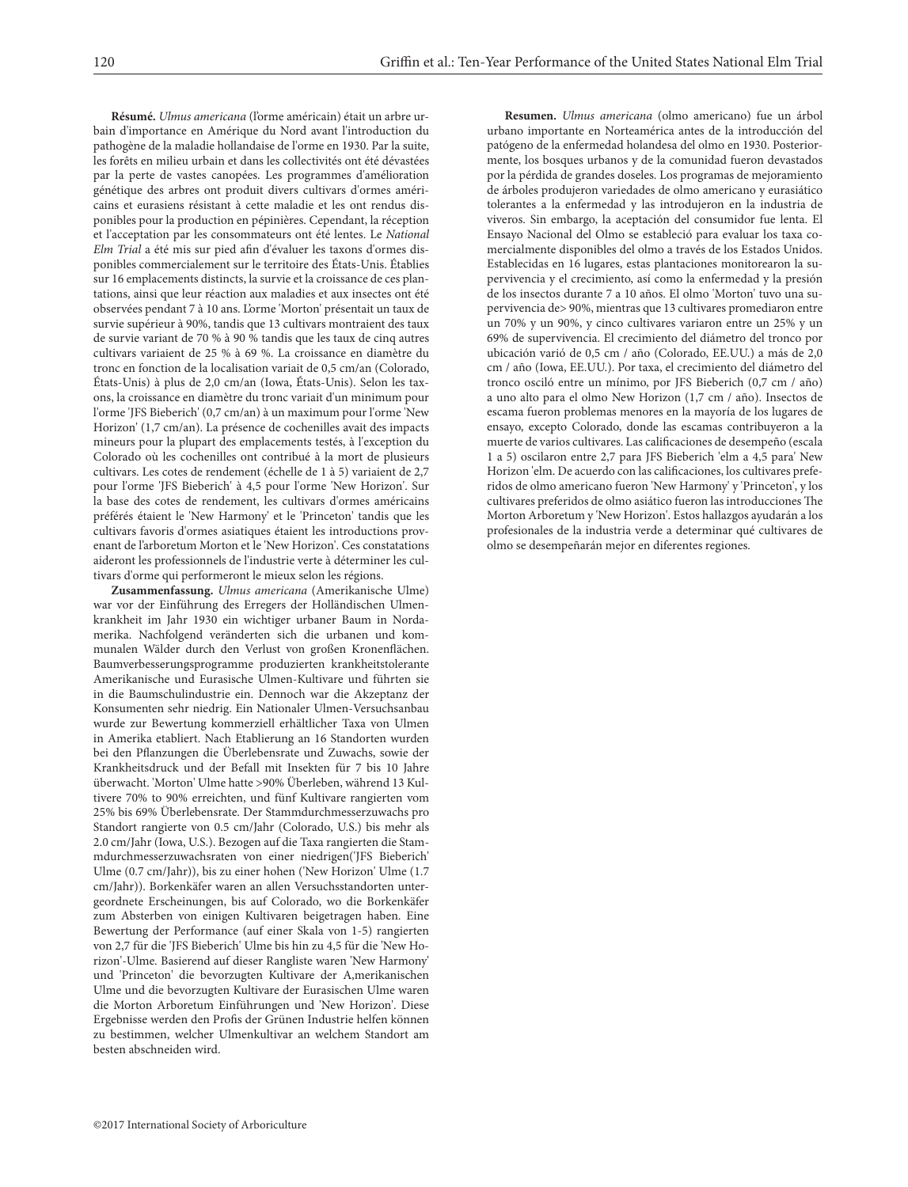**Résumé.** *Ulmus americana* (l'orme américain) était un arbre urbain d'importance en Amérique du Nord avant l'introduction du pathogène de la maladie hollandaise de l'orme en 1930. Par la suite, les forêts en milieu urbain et dans les collectivités ont été dévastées par la perte de vastes canopées. Les programmes d'amélioration génétique des arbres ont produit divers cultivars d'ormes américains et eurasiens résistant à cette maladie et les ont rendus disponibles pour la production en pépinières. Cependant, la réception et l'acceptation par les consommateurs ont été lentes. Le *National Elm Trial* a été mis sur pied afin d'évaluer les taxons d'ormes disponibles commercialement sur le territoire des États-Unis. Établies sur 16 emplacements distincts, la survie et la croissance de ces plantations, ainsi que leur réaction aux maladies et aux insectes ont été observées pendant 7 à 10 ans. L'orme 'Morton' présentait un taux de survie supérieur à 90%, tandis que 13 cultivars montraient des taux de survie variant de 70 % à 90 % tandis que les taux de cinq autres cultivars variaient de 25 % à 69 %. La croissance en diamètre du tronc en fonction de la localisation variait de 0,5 cm/an (Colorado, États-Unis) à plus de 2,0 cm/an (Iowa, États-Unis). Selon les taxons, la croissance en diamètre du tronc variait d'un minimum pour l'orme 'JFS Bieberich' (0,7 cm/an) à un maximum pour l'orme 'New Horizon' (1,7 cm/an). La présence de cochenilles avait des impacts mineurs pour la plupart des emplacements testés, à l'exception du Colorado où les cochenilles ont contribué à la mort de plusieurs cultivars. Les cotes de rendement (échelle de 1 à 5) variaient de 2,7 pour l'orme 'JFS Bieberich' à 4,5 pour l'orme 'New Horizon'. Sur la base des cotes de rendement, les cultivars d'ormes américains préférés étaient le 'New Harmony' et le 'Princeton' tandis que les cultivars favoris d'ormes asiatiques étaient les introductions provenant de l'arboretum Morton et le 'New Horizon'. Ces constatations aideront les professionnels de l'industrie verte à déterminer les cultivars d'orme qui performeront le mieux selon les régions.

**Zusammenfassung.** *Ulmus americana* (Amerikanische Ulme) war vor der Einführung des Erregers der Holländischen Ulmenkrankheit im Jahr 1930 ein wichtiger urbaner Baum in Nordamerika. Nachfolgend veränderten sich die urbanen und kommunalen Wälder durch den Verlust von großen Kronenflächen. Baumverbesserungsprogramme produzierten krankheitstolerante Amerikanische und Eurasische Ulmen-Kultivare und führten sie in die Baumschulindustrie ein. Dennoch war die Akzeptanz der Konsumenten sehr niedrig. Ein Nationaler Ulmen-Versuchsanbau wurde zur Bewertung kommerziell erhältlicher Taxa von Ulmen in Amerika etabliert. Nach Etablierung an 16 Standorten wurden bei den Pflanzungen die Überlebensrate und Zuwachs, sowie der Krankheitsdruck und der Befall mit Insekten für 7 bis 10 Jahre überwacht. 'Morton' Ulme hatte >90% Überleben, während 13 Kultivere 70% to 90% erreichten, und fünf Kultivare rangierten vom 25% bis 69% Überlebensrate. Der Stammdurchmesserzuwachs pro Standort rangierte von 0.5 cm/Jahr (Colorado, U.S.) bis mehr als 2.0 cm/Jahr (Iowa, U.S.). Bezogen auf die Taxa rangierten die Stammdurchmesserzuwachsraten von einer niedrigen('JFS Bieberich' Ulme (0.7 cm/Jahr)), bis zu einer hohen ('New Horizon' Ulme (1.7 cm/Jahr)). Borkenkäfer waren an allen Versuchsstandorten untergeordnete Erscheinungen, bis auf Colorado, wo die Borkenkäfer zum Absterben von einigen Kultivaren beigetragen haben. Eine Bewertung der Performance (auf einer Skala von 1-5) rangierten von 2,7 für die 'JFS Bieberich' Ulme bis hin zu 4,5 für die 'New Horizon'-Ulme. Basierend auf dieser Rangliste waren 'New Harmony' und 'Princeton' die bevorzugten Kultivare der A,merikanischen Ulme und die bevorzugten Kultivare der Eurasischen Ulme waren die Morton Arboretum Einführungen und 'New Horizon'. Diese Ergebnisse werden den Profis der Grünen Industrie helfen können zu bestimmen, welcher Ulmenkultivar an welchem Standort am besten abschneiden wird.

**Resumen.** *Ulmus americana* (olmo americano) fue un árbol urbano importante en Norteamérica antes de la introducción del patógeno de la enfermedad holandesa del olmo en 1930. Posteriormente, los bosques urbanos y de la comunidad fueron devastados por la pérdida de grandes doseles. Los programas de mejoramiento de árboles produjeron variedades de olmo americano y eurasiático tolerantes a la enfermedad y las introdujeron en la industria de viveros. Sin embargo, la aceptación del consumidor fue lenta. El Ensayo Nacional del Olmo se estableció para evaluar los taxa comercialmente disponibles del olmo a través de los Estados Unidos. Establecidas en 16 lugares, estas plantaciones monitorearon la supervivencia y el crecimiento, así como la enfermedad y la presión de los insectos durante 7 a 10 años. El olmo 'Morton' tuvo una supervivencia de> 90%, mientras que 13 cultivares promediaron entre un 70% y un 90%, y cinco cultivares variaron entre un 25% y un 69% de supervivencia. El crecimiento del diámetro del tronco por ubicación varió de 0,5 cm / año (Colorado, EE.UU.) a más de 2,0 cm / año (Iowa, EE.UU.). Por taxa, el crecimiento del diámetro del tronco osciló entre un mínimo, por JFS Bieberich (0,7 cm / año) a uno alto para el olmo New Horizon (1,7 cm / año). Insectos de escama fueron problemas menores en la mayoría de los lugares de ensayo, excepto Colorado, donde las escamas contribuyeron a la muerte de varios cultivares. Las calificaciones de desempeño (escala 1 a 5) oscilaron entre 2,7 para JFS Bieberich 'elm a 4,5 para' New Horizon 'elm. De acuerdo con las calificaciones, los cultivares preferidos de olmo americano fueron 'New Harmony' y 'Princeton', y los cultivares preferidos de olmo asiático fueron las introducciones The Morton Arboretum y 'New Horizon'. Estos hallazgos ayudarán a los profesionales de la industria verde a determinar qué cultivares de olmo se desempeñarán mejor en diferentes regiones.

©2017 International Society of Arboriculture